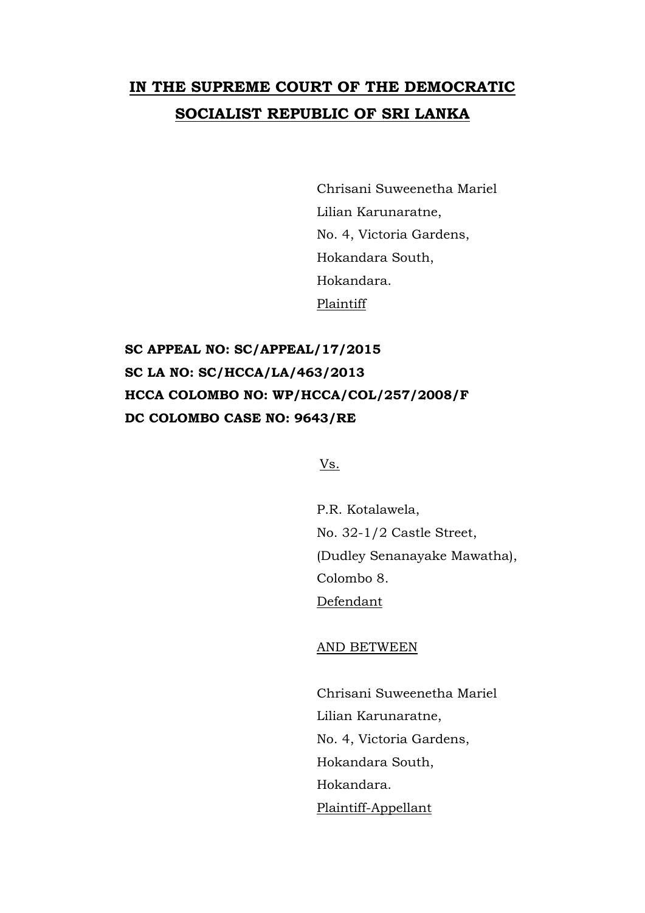# IN THE SUPREME COURT OF THE DEMOCRATIC SOCIALIST REPUBLIC OF SRI LANKA

Chrisani Suweenetha Mariel
Lilian Karunaratne,
No. 4, Victoria Gardens,
Hokandara South,
Hokandara.
Plaintiff

**SC APPEAL NO: SC/APPEAL/17/2015**
**SC LA NO: SC/HCCA/LA/463/2013**
**HCCA COLOMBO NO: WP/HCCA/COL/257/2008/F**
**DC COLOMBO CASE NO: 9643/RE**

Vs.

P.R. Kotalawela,
No. 32-1/2 Castle Street,
(Dudley Senanayake Mawatha),
Colombo 8.
Defendant

AND BETWEEN

Chrisani Suweenetha Mariel
Lilian Karunaratne,
No. 4, Victoria Gardens,
Hokandara South,
Hokandara.
Plaintiff-Appellant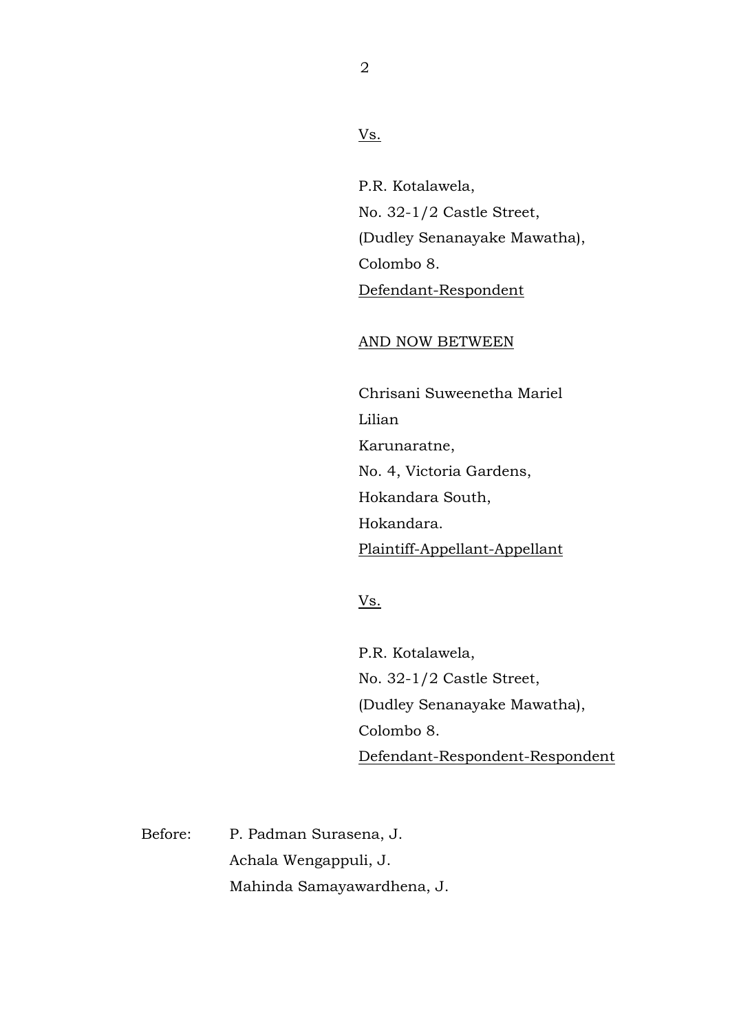<u>Vs.</u>

P.R. Kotalawela,
No. 32-1/2 Castle Street,
(Dudley Senanayake Mawatha),
Colombo 8.
<u>Defendant-Respondent</u>

<u>AND NOW BETWEEN</u>

Chrisani Suweenetha Mariel
Lilian
Karunaratne,
No. 4, Victoria Gardens,
Hokandara South,
Hokandara.
<u>Plaintiff-Appellant-Appellant</u>

<u>Vs.</u>

P.R. Kotalawela,
No. 32-1/2 Castle Street,
(Dudley Senanayake Mawatha),
Colombo 8.
<u>Defendant-Respondent-Respondent</u>

Before: P. Padman Surasena, J.
Achala Wengappuli, J.
Mahinda Samayawardhena, J.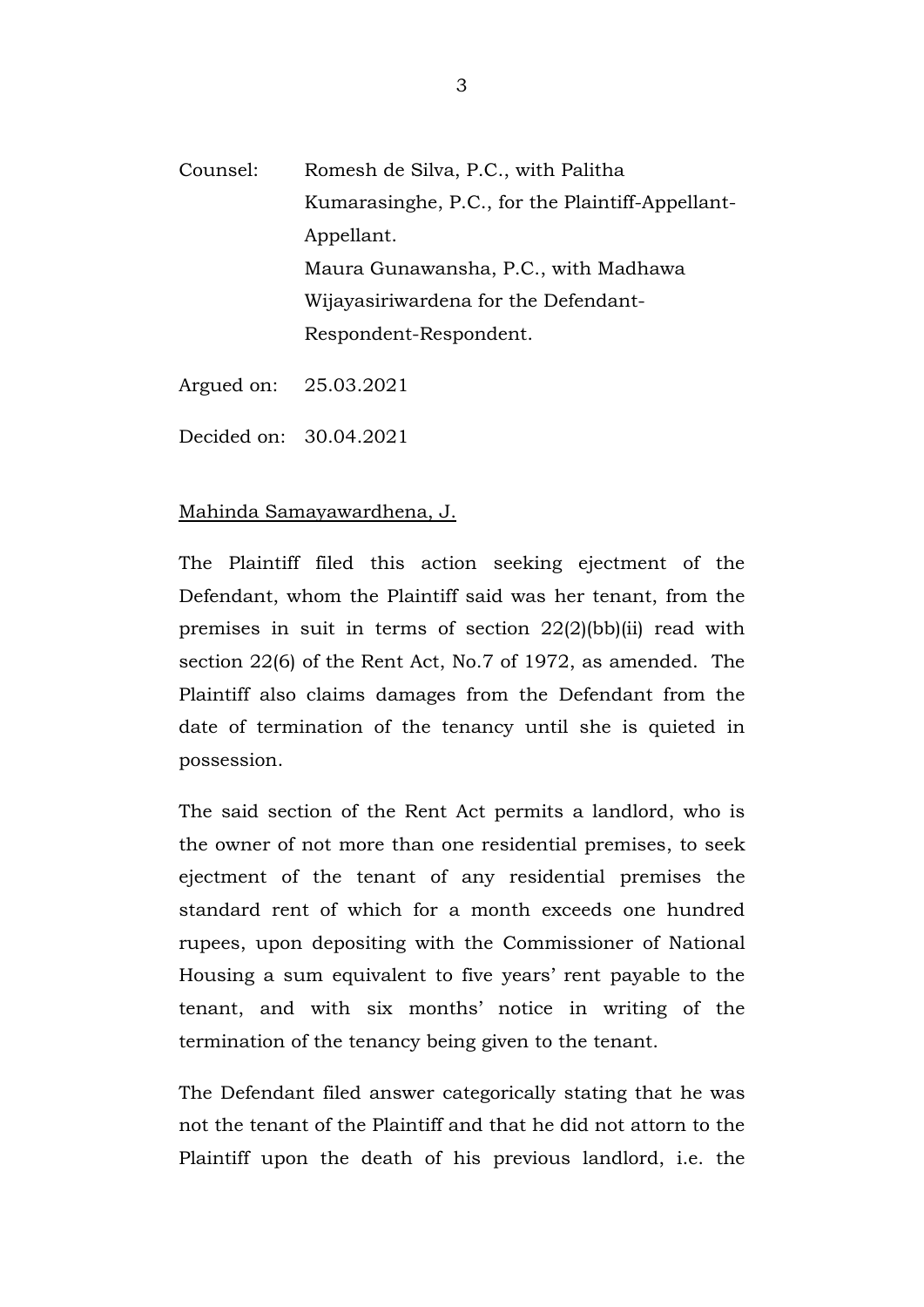Counsel: Romesh de Silva, P.C., with Palitha Kumarasinghe, P.C., for the Plaintiff-Appellant-Appellant.
Maura Gunawansha, P.C., with Madhawa Wijayasiriwardena for the Defendant-Respondent-Respondent.

Argued on: 25.03.2021

Decided on: 30.04.2021

Mahinda Samayawardhena, J.

The Plaintiff filed this action seeking ejectment of the Defendant, whom the Plaintiff said was her tenant, from the premises in suit in terms of section 22(2)(bb)(ii) read with section 22(6) of the Rent Act, No.7 of 1972, as amended. The Plaintiff also claims damages from the Defendant from the date of termination of the tenancy until she is quieted in possession.

The said section of the Rent Act permits a landlord, who is the owner of not more than one residential premises, to seek ejectment of the tenant of any residential premises the standard rent of which for a month exceeds one hundred rupees, upon depositing with the Commissioner of National Housing a sum equivalent to five years' rent payable to the tenant, and with six months' notice in writing of the termination of the tenancy being given to the tenant.

The Defendant filed answer categorically stating that he was not the tenant of the Plaintiff and that he did not attorn to the Plaintiff upon the death of his previous landlord, i.e. the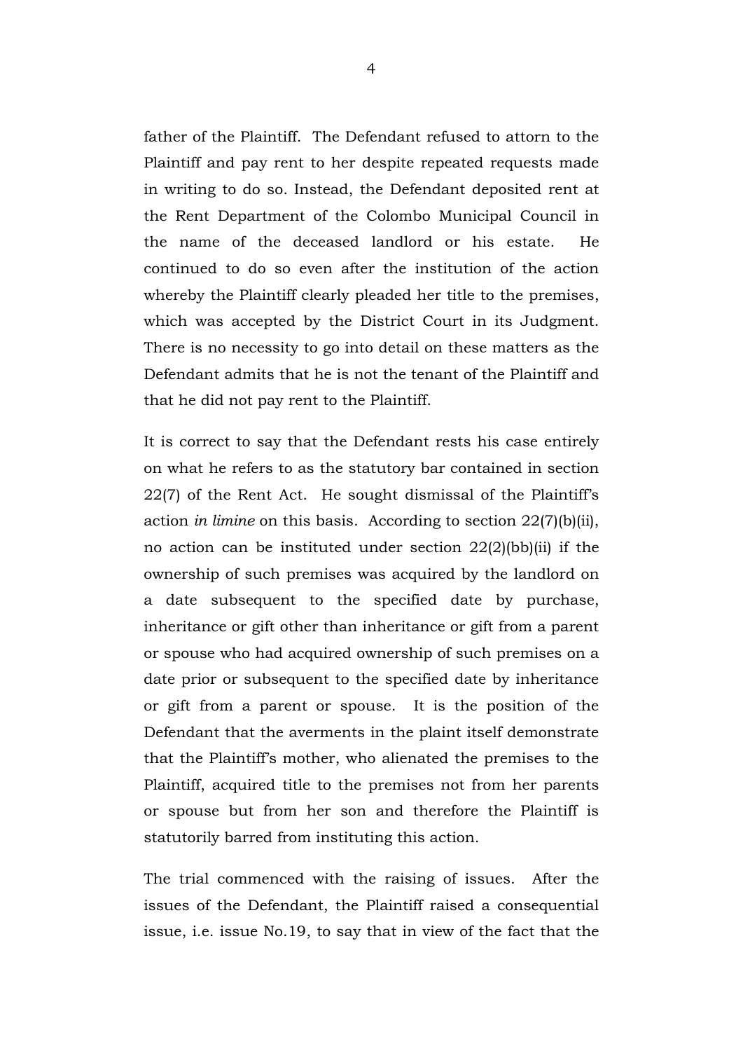father of the Plaintiff. The Defendant refused to attorn to the Plaintiff and pay rent to her despite repeated requests made in writing to do so. Instead, the Defendant deposited rent at the Rent Department of the Colombo Municipal Council in the name of the deceased landlord or his estate. He continued to do so even after the institution of the action whereby the Plaintiff clearly pleaded her title to the premises, which was accepted by the District Court in its Judgment. There is no necessity to go into detail on these matters as the Defendant admits that he is not the tenant of the Plaintiff and that he did not pay rent to the Plaintiff.

It is correct to say that the Defendant rests his case entirely on what he refers to as the statutory bar contained in section 22(7) of the Rent Act. He sought dismissal of the Plaintiff's action *in limine* on this basis. According to section 22(7)(b)(ii), no action can be instituted under section 22(2)(bb)(ii) if the ownership of such premises was acquired by the landlord on a date subsequent to the specified date by purchase, inheritance or gift other than inheritance or gift from a parent or spouse who had acquired ownership of such premises on a date prior or subsequent to the specified date by inheritance or gift from a parent or spouse. It is the position of the Defendant that the averments in the plaint itself demonstrate that the Plaintiff's mother, who alienated the premises to the Plaintiff, acquired title to the premises not from her parents or spouse but from her son and therefore the Plaintiff is statutorily barred from instituting this action.

The trial commenced with the raising of issues. After the issues of the Defendant, the Plaintiff raised a consequential issue, i.e. issue No.19, to say that in view of the fact that the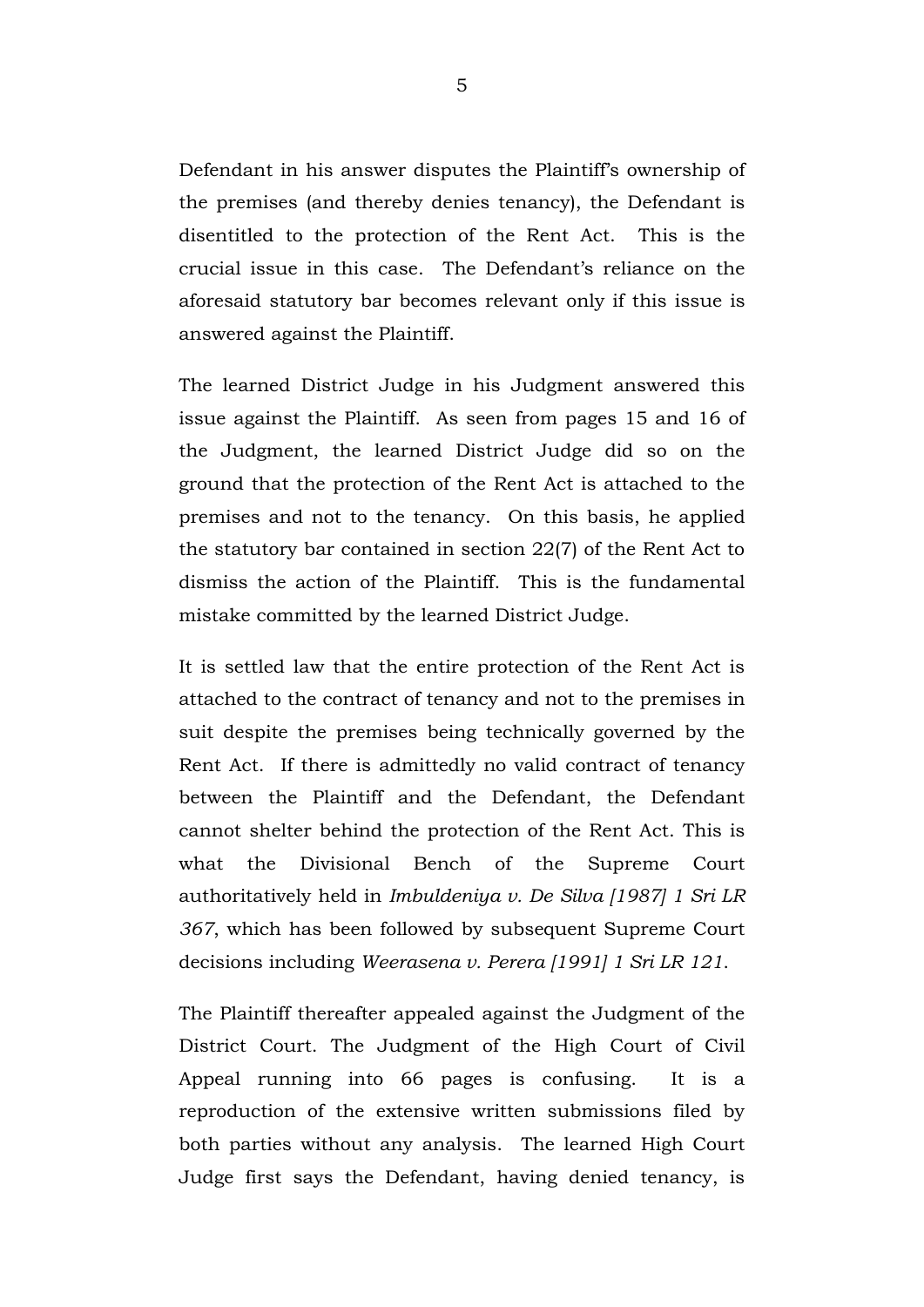Defendant in his answer disputes the Plaintiff's ownership of the premises (and thereby denies tenancy), the Defendant is disentitled to the protection of the Rent Act. This is the crucial issue in this case. The Defendant's reliance on the aforesaid statutory bar becomes relevant only if this issue is answered against the Plaintiff.

The learned District Judge in his Judgment answered this issue against the Plaintiff. As seen from pages 15 and 16 of the Judgment, the learned District Judge did so on the ground that the protection of the Rent Act is attached to the premises and not to the tenancy. On this basis, he applied the statutory bar contained in section 22(7) of the Rent Act to dismiss the action of the Plaintiff. This is the fundamental mistake committed by the learned District Judge.

It is settled law that the entire protection of the Rent Act is attached to the contract of tenancy and not to the premises in suit despite the premises being technically governed by the Rent Act. If there is admittedly no valid contract of tenancy between the Plaintiff and the Defendant, the Defendant cannot shelter behind the protection of the Rent Act. This is what the Divisional Bench of the Supreme Court authoritatively held in *Imbuldeniya v. De Silva [1987] 1 Sri LR 367*, which has been followed by subsequent Supreme Court decisions including *Weerasena v. Perera [1991] 1 Sri LR 121*.

The Plaintiff thereafter appealed against the Judgment of the District Court. The Judgment of the High Court of Civil Appeal running into 66 pages is confusing. It is a reproduction of the extensive written submissions filed by both parties without any analysis. The learned High Court Judge first says the Defendant, having denied tenancy, is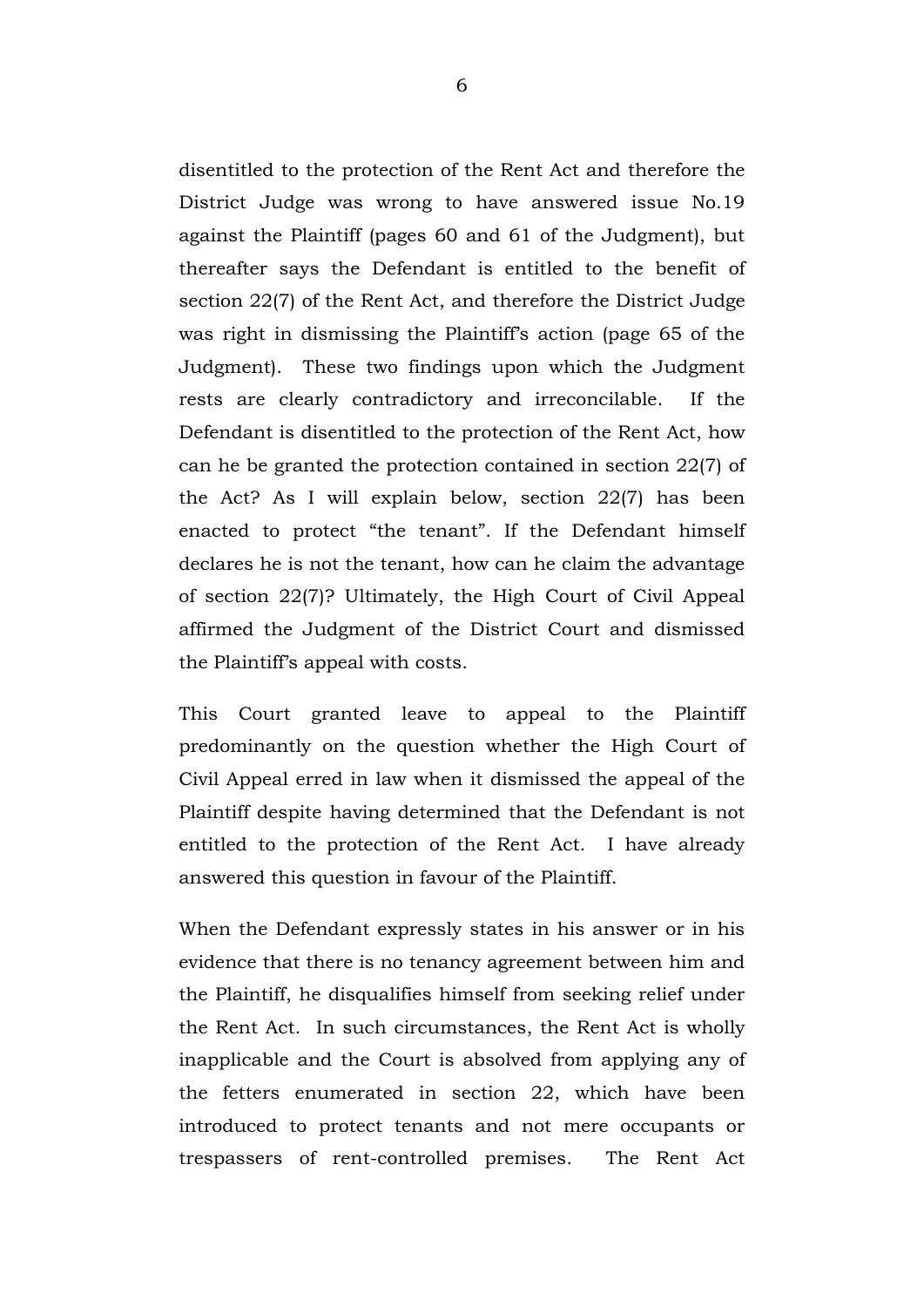disentitled to the protection of the Rent Act and therefore the District Judge was wrong to have answered issue No.19 against the Plaintiff (pages 60 and 61 of the Judgment), but thereafter says the Defendant is entitled to the benefit of section 22(7) of the Rent Act, and therefore the District Judge was right in dismissing the Plaintiff's action (page 65 of the Judgment). These two findings upon which the Judgment rests are clearly contradictory and irreconcilable. If the Defendant is disentitled to the protection of the Rent Act, how can he be granted the protection contained in section 22(7) of the Act? As I will explain below, section 22(7) has been enacted to protect "the tenant". If the Defendant himself declares he is not the tenant, how can he claim the advantage of section 22(7)? Ultimately, the High Court of Civil Appeal affirmed the Judgment of the District Court and dismissed the Plaintiff's appeal with costs.

This Court granted leave to appeal to the Plaintiff predominantly on the question whether the High Court of Civil Appeal erred in law when it dismissed the appeal of the Plaintiff despite having determined that the Defendant is not entitled to the protection of the Rent Act. I have already answered this question in favour of the Plaintiff.

When the Defendant expressly states in his answer or in his evidence that there is no tenancy agreement between him and the Plaintiff, he disqualifies himself from seeking relief under the Rent Act. In such circumstances, the Rent Act is wholly inapplicable and the Court is absolved from applying any of the fetters enumerated in section 22, which have been introduced to protect tenants and not mere occupants or trespassers of rent-controlled premises. The Rent Act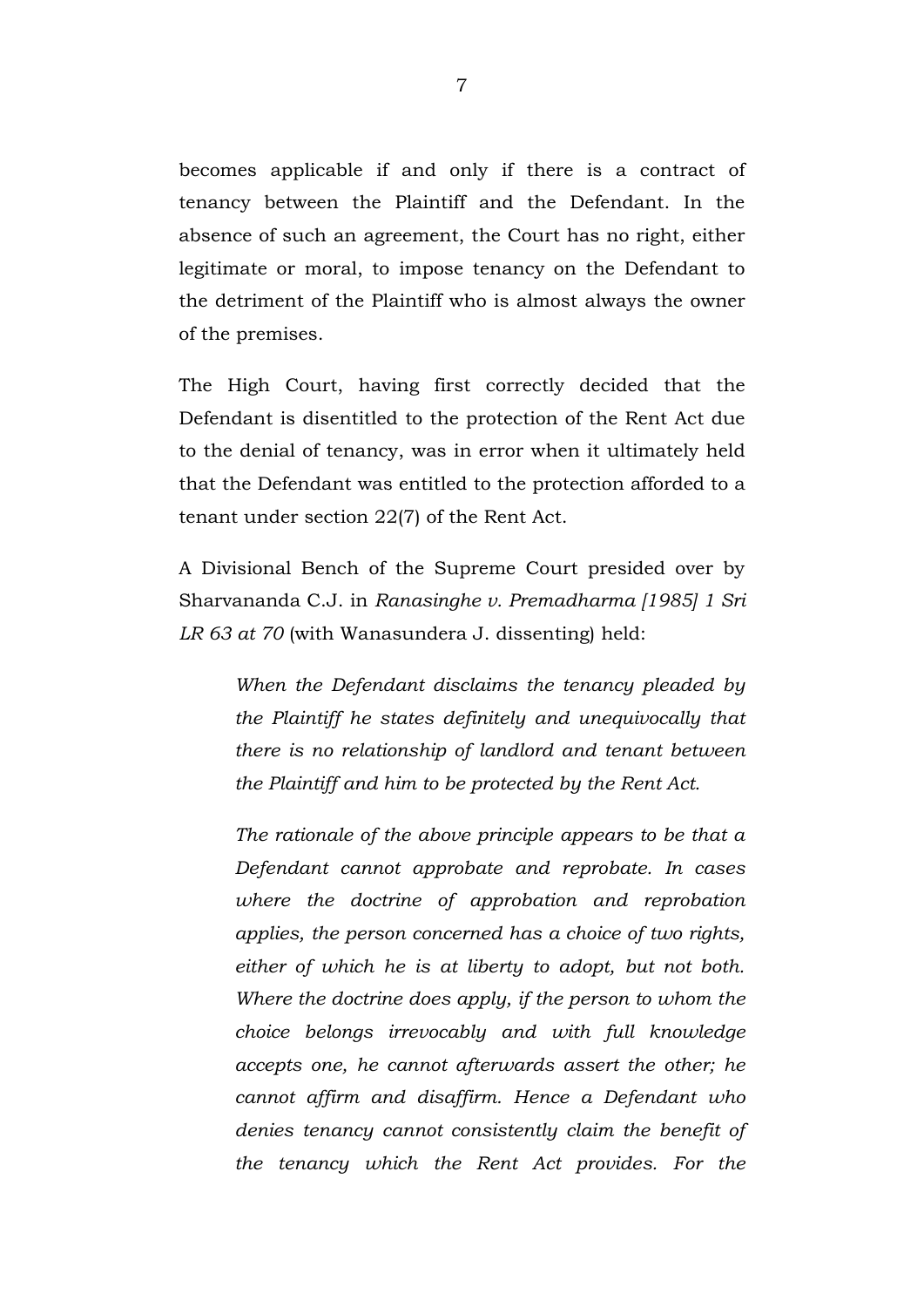becomes applicable if and only if there is a contract of tenancy between the Plaintiff and the Defendant. In the absence of such an agreement, the Court has no right, either legitimate or moral, to impose tenancy on the Defendant to the detriment of the Plaintiff who is almost always the owner of the premises.

The High Court, having first correctly decided that the Defendant is disentitled to the protection of the Rent Act due to the denial of tenancy, was in error when it ultimately held that the Defendant was entitled to the protection afforded to a tenant under section 22(7) of the Rent Act.

A Divisional Bench of the Supreme Court presided over by Sharvananda C.J. in *Ranasinghe v. Premadharma [1985] 1 Sri LR 63 at 70* (with Wanasundera J. dissenting) held:

> *When the Defendant disclaims the tenancy pleaded by the Plaintiff he states definitely and unequivocally that there is no relationship of landlord and tenant between the Plaintiff and him to be protected by the Rent Act.*
>
> *The rationale of the above principle appears to be that a Defendant cannot approbate and reprobate. In cases where the doctrine of approbation and reprobation applies, the person concerned has a choice of two rights, either of which he is at liberty to adopt, but not both. Where the doctrine does apply, if the person to whom the choice belongs irrevocably and with full knowledge accepts one, he cannot afterwards assert the other; he cannot affirm and disaffirm. Hence a Defendant who denies tenancy cannot consistently claim the benefit of the tenancy which the Rent Act provides. For the*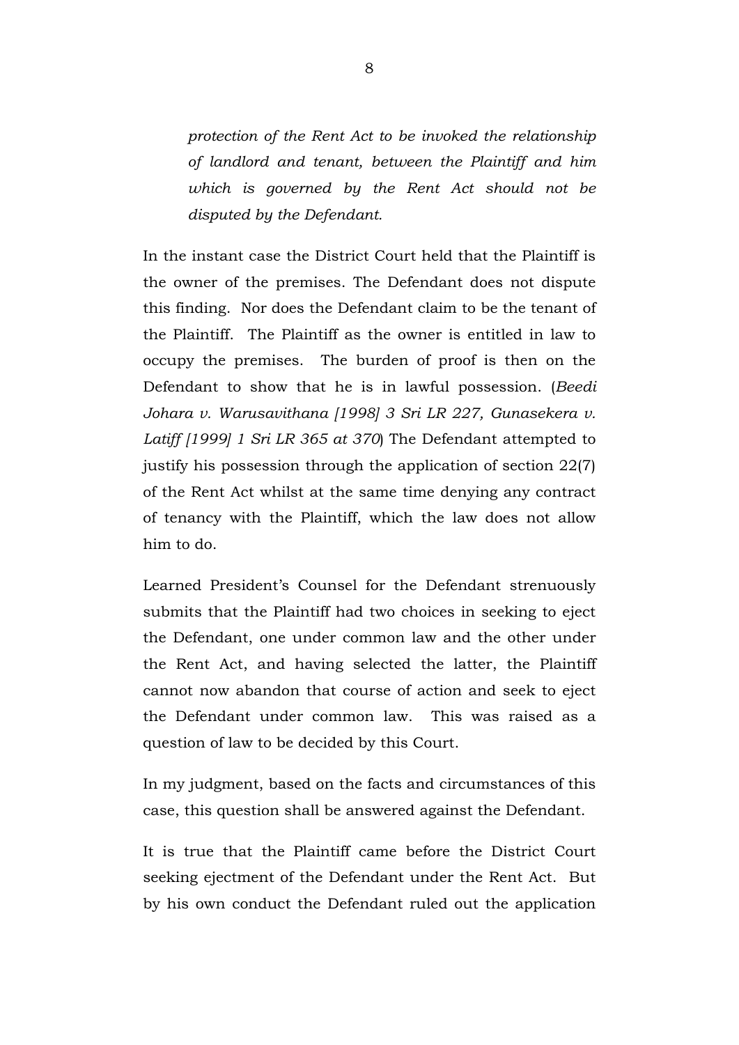> *protection of the Rent Act to be invoked the relationship of landlord and tenant, between the Plaintiff and him which is governed by the Rent Act should not be disputed by the Defendant.*

In the instant case the District Court held that the Plaintiff is the owner of the premises. The Defendant does not dispute this finding. Nor does the Defendant claim to be the tenant of the Plaintiff. The Plaintiff as the owner is entitled in law to occupy the premises. The burden of proof is then on the Defendant to show that he is in lawful possession. (*Beedi Johara v. Warusavithana [1998] 3 Sri LR 227, Gunasekera v. Latiff [1999] 1 Sri LR 365 at 370*) The Defendant attempted to justify his possession through the application of section 22(7) of the Rent Act whilst at the same time denying any contract of tenancy with the Plaintiff, which the law does not allow him to do.

Learned President's Counsel for the Defendant strenuously submits that the Plaintiff had two choices in seeking to eject the Defendant, one under common law and the other under the Rent Act, and having selected the latter, the Plaintiff cannot now abandon that course of action and seek to eject the Defendant under common law. This was raised as a question of law to be decided by this Court.

In my judgment, based on the facts and circumstances of this case, this question shall be answered against the Defendant.

It is true that the Plaintiff came before the District Court seeking ejectment of the Defendant under the Rent Act. But by his own conduct the Defendant ruled out the application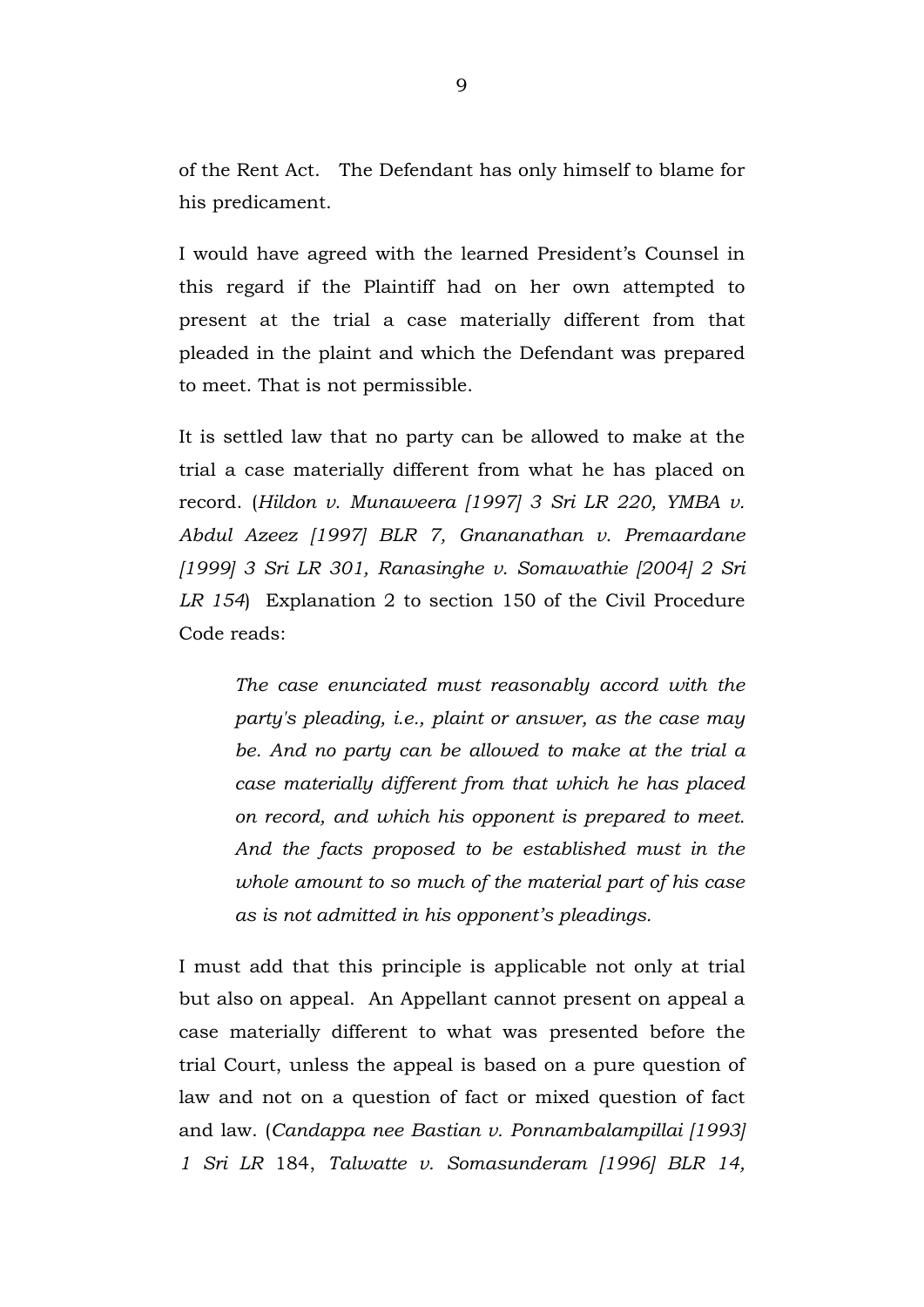of the Rent Act. The Defendant has only himself to blame for his predicament.

I would have agreed with the learned President's Counsel in this regard if the Plaintiff had on her own attempted to present at the trial a case materially different from that pleaded in the plaint and which the Defendant was prepared to meet. That is not permissible.

It is settled law that no party can be allowed to make at the trial a case materially different from what he has placed on record. (*Hildon v. Munaweera [1997] 3 Sri LR 220, YMBA v. Abdul Azeez [1997] BLR 7, Gnananathan v. Premaardane [1999] 3 Sri LR 301, Ranasinghe v. Somawathie [2004] 2 Sri LR 154*) Explanation 2 to section 150 of the Civil Procedure Code reads:

> *The case enunciated must reasonably accord with the party's pleading, i.e., plaint or answer, as the case may be. And no party can be allowed to make at the trial a case materially different from that which he has placed on record, and which his opponent is prepared to meet. And the facts proposed to be established must in the whole amount to so much of the material part of his case as is not admitted in his opponent's pleadings.*

I must add that this principle is applicable not only at trial but also on appeal. An Appellant cannot present on appeal a case materially different to what was presented before the trial Court, unless the appeal is based on a pure question of law and not on a question of fact or mixed question of fact and law. (*Candappa nee Bastian v. Ponnambalampillai [1993] 1 Sri LR* 184, *Talwatte v. Somasunderam [1996] BLR 14,*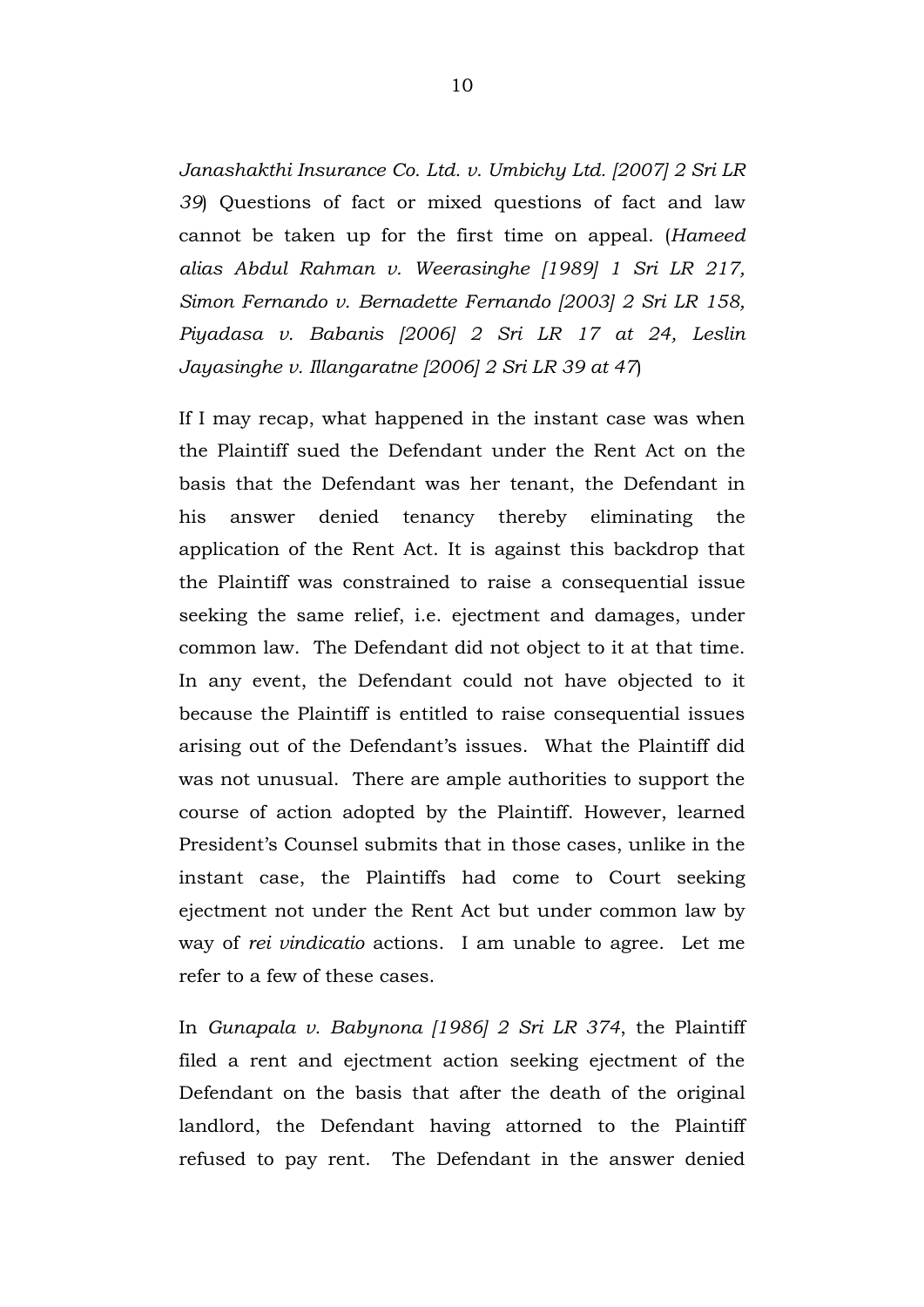*Janashakthi Insurance Co. Ltd. v. Umbichy Ltd. [2007] 2 Sri LR 39*) Questions of fact or mixed questions of fact and law cannot be taken up for the first time on appeal. (*Hameed alias Abdul Rahman v. Weerasinghe [1989] 1 Sri LR 217, Simon Fernando v. Bernadette Fernando [2003] 2 Sri LR 158, Piyadasa v. Babanis [2006] 2 Sri LR 17 at 24, Leslin Jayasinghe v. Illangaratne [2006] 2 Sri LR 39 at 47*)

If I may recap, what happened in the instant case was when the Plaintiff sued the Defendant under the Rent Act on the basis that the Defendant was her tenant, the Defendant in his answer denied tenancy thereby eliminating the application of the Rent Act. It is against this backdrop that the Plaintiff was constrained to raise a consequential issue seeking the same relief, i.e. ejectment and damages, under common law. The Defendant did not object to it at that time. In any event, the Defendant could not have objected to it because the Plaintiff is entitled to raise consequential issues arising out of the Defendant's issues. What the Plaintiff did was not unusual. There are ample authorities to support the course of action adopted by the Plaintiff. However, learned President's Counsel submits that in those cases, unlike in the instant case, the Plaintiffs had come to Court seeking ejectment not under the Rent Act but under common law by way of *rei vindicatio* actions. I am unable to agree. Let me refer to a few of these cases.

In *Gunapala v. Babynona [1986] 2 Sri LR 374*, the Plaintiff filed a rent and ejectment action seeking ejectment of the Defendant on the basis that after the death of the original landlord, the Defendant having attorned to the Plaintiff refused to pay rent. The Defendant in the answer denied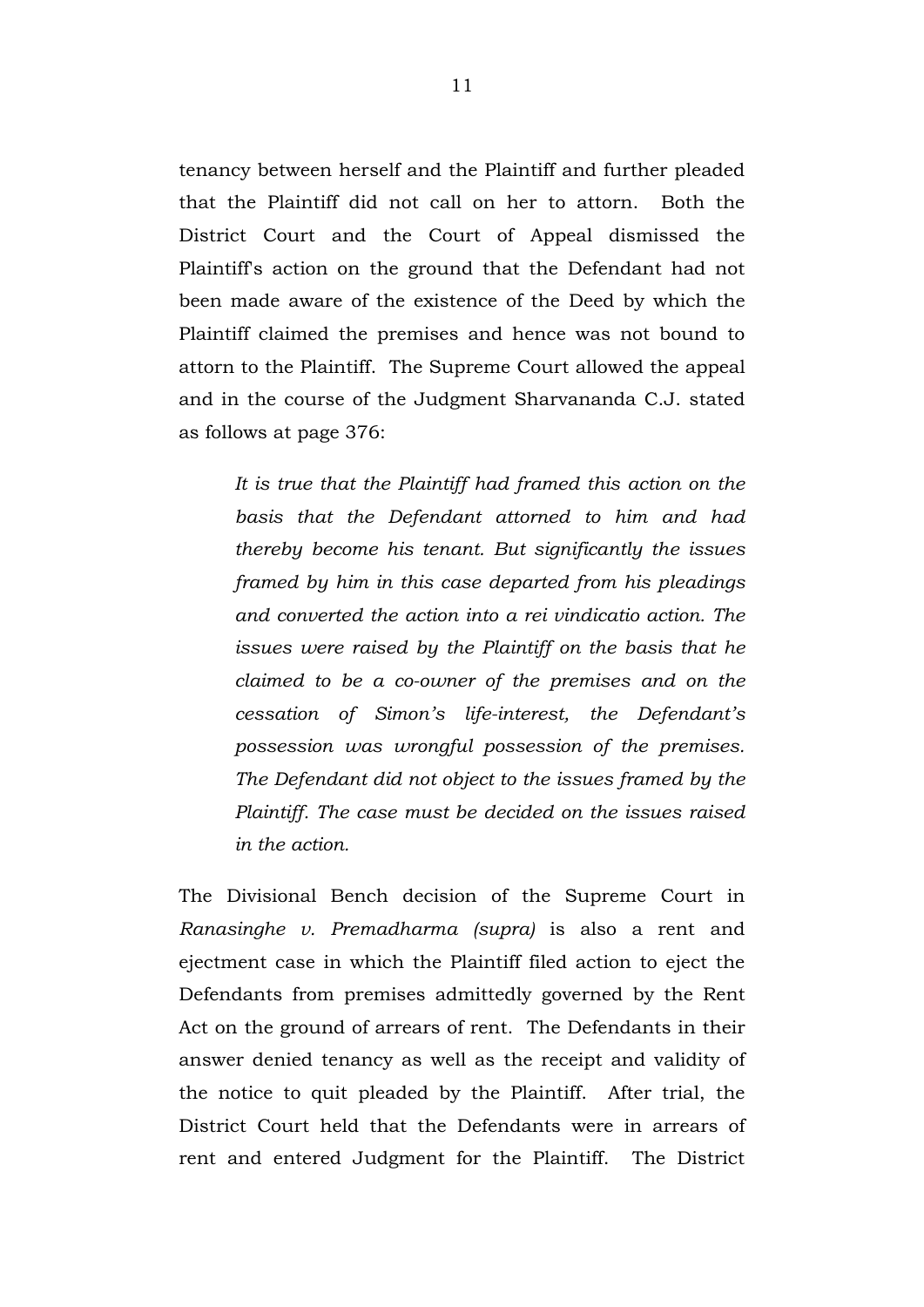tenancy between herself and the Plaintiff and further pleaded that the Plaintiff did not call on her to attorn. Both the District Court and the Court of Appeal dismissed the Plaintiff's action on the ground that the Defendant had not been made aware of the existence of the Deed by which the Plaintiff claimed the premises and hence was not bound to attorn to the Plaintiff. The Supreme Court allowed the appeal and in the course of the Judgment Sharvananda C.J. stated as follows at page 376:

> *It is true that the Plaintiff had framed this action on the basis that the Defendant attorned to him and had thereby become his tenant. But significantly the issues framed by him in this case departed from his pleadings and converted the action into a rei vindicatio action. The issues were raised by the Plaintiff on the basis that he claimed to be a co-owner of the premises and on the cessation of Simon's life-interest, the Defendant's possession was wrongful possession of the premises. The Defendant did not object to the issues framed by the Plaintiff. The case must be decided on the issues raised in the action.*

The Divisional Bench decision of the Supreme Court in *Ranasinghe v. Premadharma (supra)* is also a rent and ejectment case in which the Plaintiff filed action to eject the Defendants from premises admittedly governed by the Rent Act on the ground of arrears of rent. The Defendants in their answer denied tenancy as well as the receipt and validity of the notice to quit pleaded by the Plaintiff. After trial, the District Court held that the Defendants were in arrears of rent and entered Judgment for the Plaintiff. The District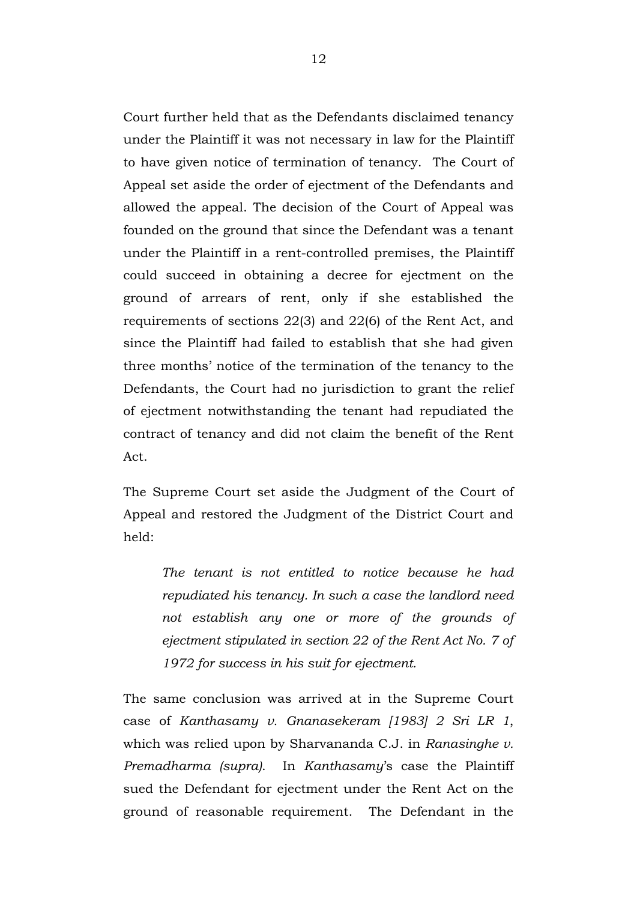Court further held that as the Defendants disclaimed tenancy under the Plaintiff it was not necessary in law for the Plaintiff to have given notice of termination of tenancy. The Court of Appeal set aside the order of ejectment of the Defendants and allowed the appeal. The decision of the Court of Appeal was founded on the ground that since the Defendant was a tenant under the Plaintiff in a rent-controlled premises, the Plaintiff could succeed in obtaining a decree for ejectment on the ground of arrears of rent, only if she established the requirements of sections 22(3) and 22(6) of the Rent Act, and since the Plaintiff had failed to establish that she had given three months' notice of the termination of the tenancy to the Defendants, the Court had no jurisdiction to grant the relief of ejectment notwithstanding the tenant had repudiated the contract of tenancy and did not claim the benefit of the Rent Act.

The Supreme Court set aside the Judgment of the Court of Appeal and restored the Judgment of the District Court and held:

> *The tenant is not entitled to notice because he had repudiated his tenancy. In such a case the landlord need not establish any one or more of the grounds of ejectment stipulated in section 22 of the Rent Act No. 7 of 1972 for success in his suit for ejectment.*

The same conclusion was arrived at in the Supreme Court case of *Kanthasamy v. Gnanasekeram [1983] 2 Sri LR 1*, which was relied upon by Sharvananda C.J. in *Ranasinghe v. Premadharma (supra)*. In *Kanthasamy*'s case the Plaintiff sued the Defendant for ejectment under the Rent Act on the ground of reasonable requirement. The Defendant in the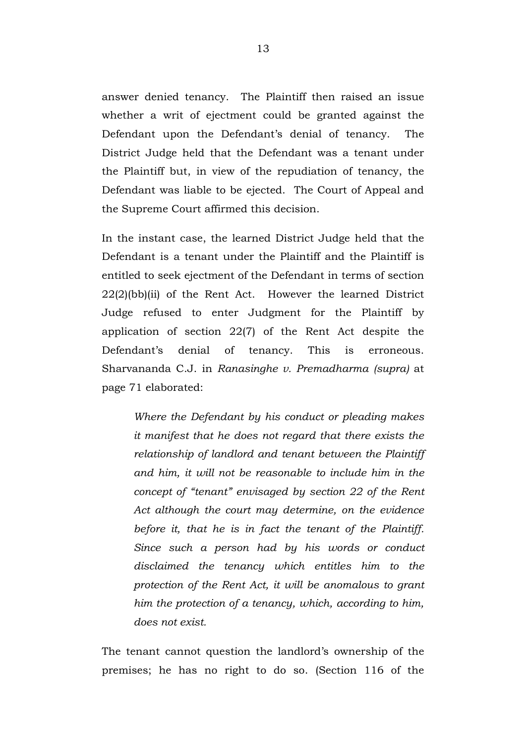answer denied tenancy. The Plaintiff then raised an issue whether a writ of ejectment could be granted against the Defendant upon the Defendant's denial of tenancy. The District Judge held that the Defendant was a tenant under the Plaintiff but, in view of the repudiation of tenancy, the Defendant was liable to be ejected. The Court of Appeal and the Supreme Court affirmed this decision.

In the instant case, the learned District Judge held that the Defendant is a tenant under the Plaintiff and the Plaintiff is entitled to seek ejectment of the Defendant in terms of section 22(2)(bb)(ii) of the Rent Act. However the learned District Judge refused to enter Judgment for the Plaintiff by application of section 22(7) of the Rent Act despite the Defendant's denial of tenancy. This is erroneous. Sharvananda C.J. in *Ranasinghe v. Premadharma (supra)* at page 71 elaborated:

> *Where the Defendant by his conduct or pleading makes it manifest that he does not regard that there exists the relationship of landlord and tenant between the Plaintiff and him, it will not be reasonable to include him in the concept of "tenant" envisaged by section 22 of the Rent Act although the court may determine, on the evidence before it, that he is in fact the tenant of the Plaintiff. Since such a person had by his words or conduct disclaimed the tenancy which entitles him to the protection of the Rent Act, it will be anomalous to grant him the protection of a tenancy, which, according to him, does not exist.*

The tenant cannot question the landlord's ownership of the premises; he has no right to do so. (Section 116 of the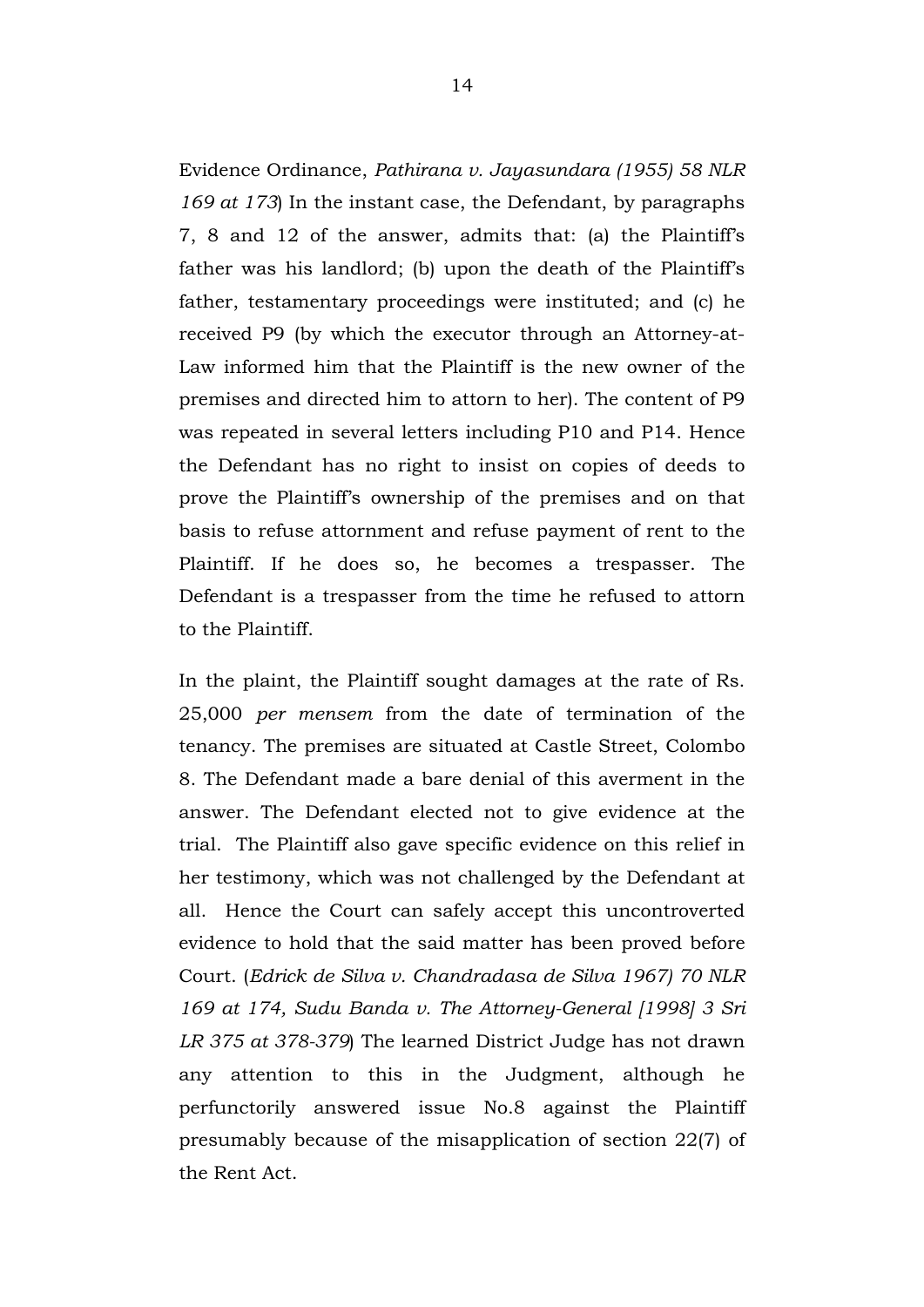Evidence Ordinance, *Pathirana v. Jayasundara (1955) 58 NLR 169 at 173*) In the instant case, the Defendant, by paragraphs 7, 8 and 12 of the answer, admits that: (a) the Plaintiff's father was his landlord; (b) upon the death of the Plaintiff's father, testamentary proceedings were instituted; and (c) he received P9 (by which the executor through an Attorney-at-Law informed him that the Plaintiff is the new owner of the premises and directed him to attorn to her). The content of P9 was repeated in several letters including P10 and P14. Hence the Defendant has no right to insist on copies of deeds to prove the Plaintiff's ownership of the premises and on that basis to refuse attornment and refuse payment of rent to the Plaintiff. If he does so, he becomes a trespasser. The Defendant is a trespasser from the time he refused to attorn to the Plaintiff.

In the plaint, the Plaintiff sought damages at the rate of Rs. 25,000 *per mensem* from the date of termination of the tenancy. The premises are situated at Castle Street, Colombo 8. The Defendant made a bare denial of this averment in the answer. The Defendant elected not to give evidence at the trial. The Plaintiff also gave specific evidence on this relief in her testimony, which was not challenged by the Defendant at all. Hence the Court can safely accept this uncontroverted evidence to hold that the said matter has been proved before Court. (*Edrick de Silva v. Chandradasa de Silva 1967) 70 NLR 169 at 174, Sudu Banda v. The Attorney-General [1998] 3 Sri LR 375 at 378-379*) The learned District Judge has not drawn any attention to this in the Judgment, although he perfunctorily answered issue No.8 against the Plaintiff presumably because of the misapplication of section 22(7) of the Rent Act.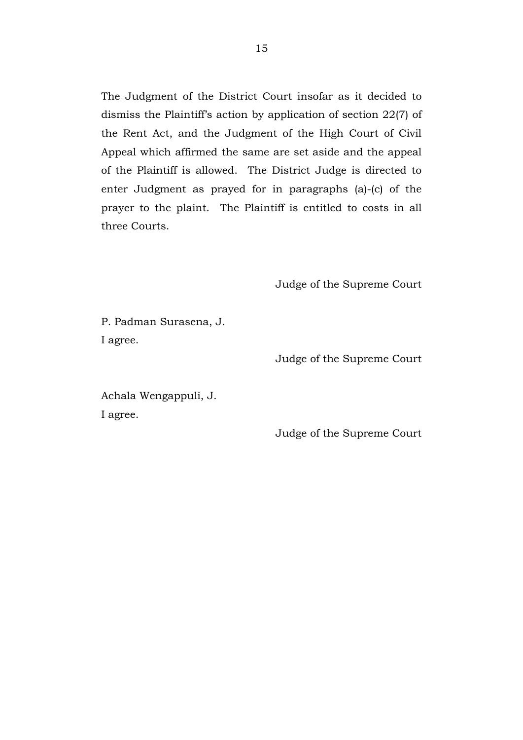The Judgment of the District Court insofar as it decided to dismiss the Plaintiff's action by application of section 22(7) of the Rent Act, and the Judgment of the High Court of Civil Appeal which affirmed the same are set aside and the appeal of the Plaintiff is allowed. The District Judge is directed to enter Judgment as prayed for in paragraphs (a)-(c) of the prayer to the plaint. The Plaintiff is entitled to costs in all three Courts.

Judge of the Supreme Court

P. Padman Surasena, J.

I agree.

Judge of the Supreme Court

Achala Wengappuli, J.

I agree.

Judge of the Supreme Court